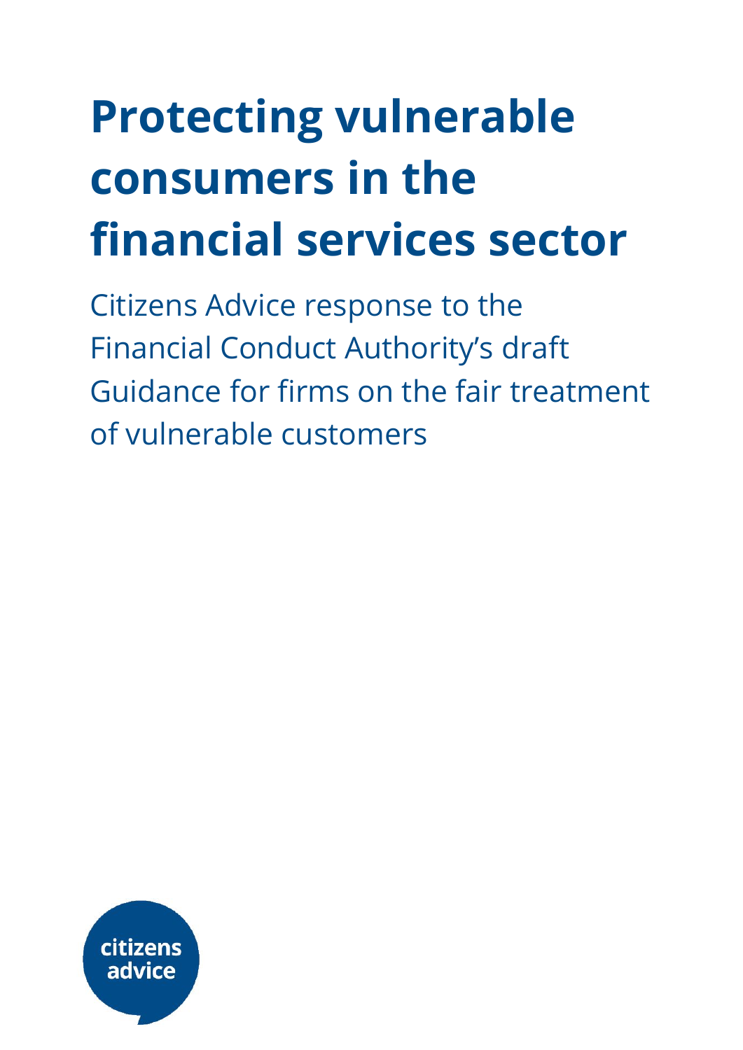# Protecting vulnerable consumers in the financial services sector

Citizens Advice response to the Financial Conduct Authority's draft Guidance for firms on the fair treatment of vulnerable customers

citizens advice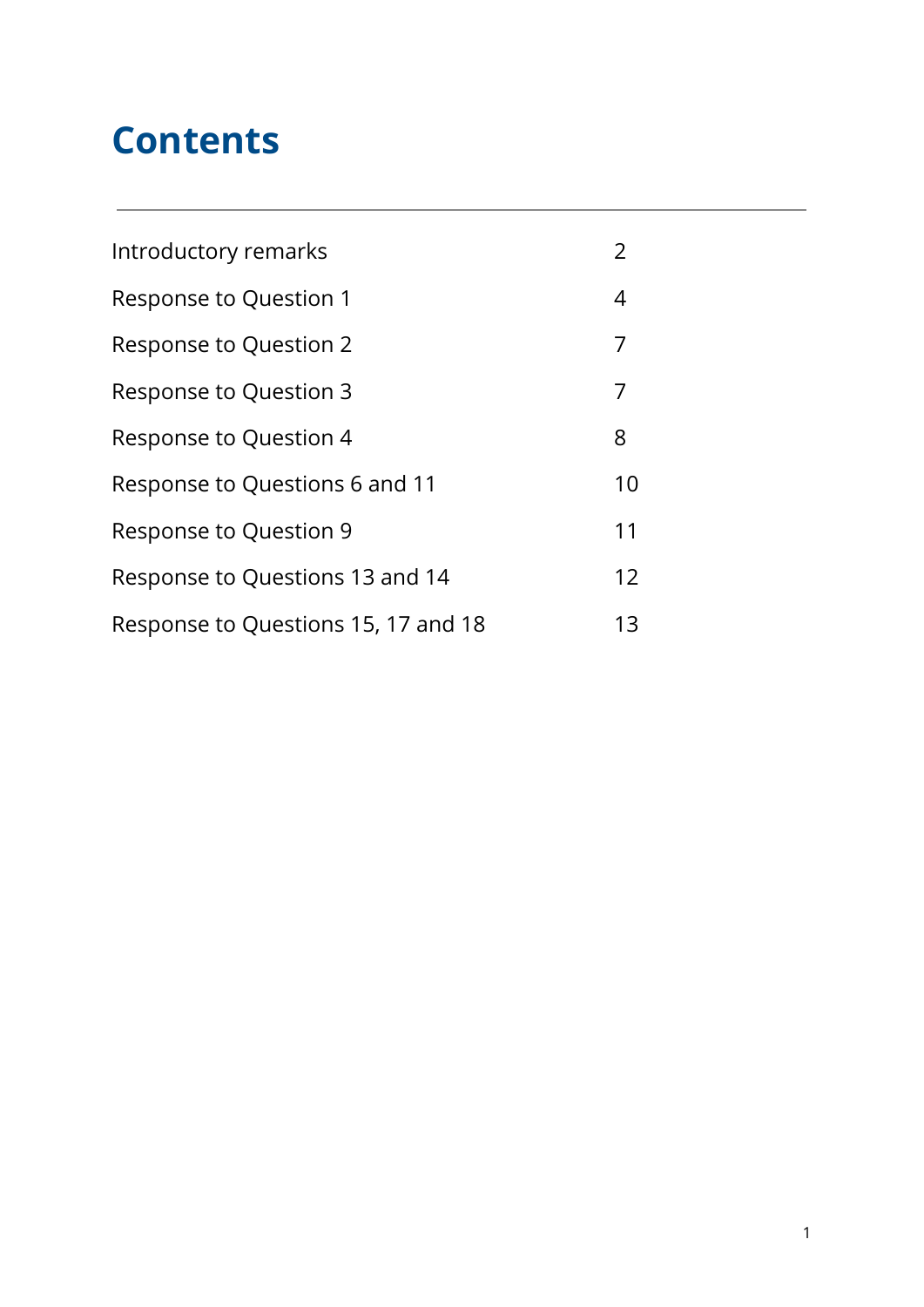# Contents

| | |
|---|---|
| Introductory remarks | 2 |
| Response to Question 1 | 4 |
| Response to Question 2 | 7 |
| Response to Question 3 | 7 |
| Response to Question 4 | 8 |
| Response to Questions 6 and 11 | 10 |
| Response to Question 9 | 11 |
| Response to Questions 13 and 14 | 12 |
| Response to Questions 15, 17 and 18 | 13 |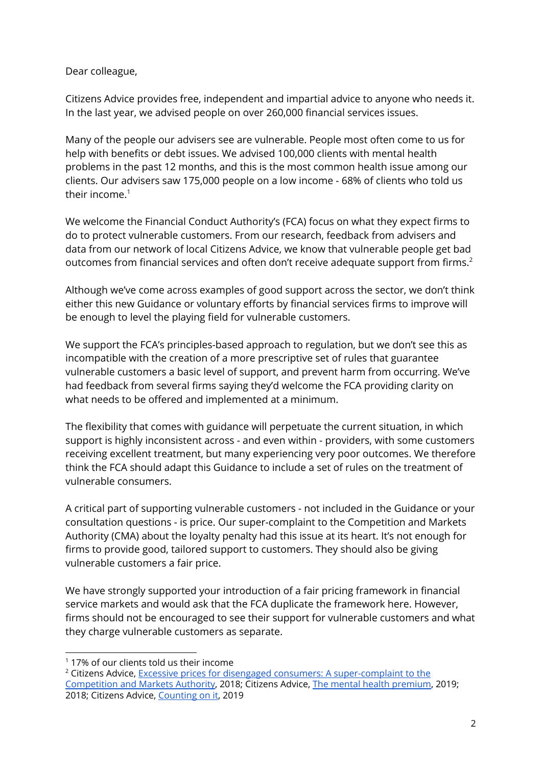Dear colleague,

Citizens Advice provides free, independent and impartial advice to anyone who needs it. In the last year, we advised people on over 260,000 financial services issues.

Many of the people our advisers see are vulnerable. People most often come to us for help with benefits or debt issues. We advised 100,000 clients with mental health problems in the past 12 months, and this is the most common health issue among our clients. Our advisers saw 175,000 people on a low income - 68% of clients who told us their income.[1]

We welcome the Financial Conduct Authority's (FCA) focus on what they expect firms to do to protect vulnerable customers. From our research, feedback from advisers and data from our network of local Citizens Advice, we know that vulnerable people get bad outcomes from financial services and often don't receive adequate support from firms.[2]

Although we've come across examples of good support across the sector, we don't think either this new Guidance or voluntary efforts by financial services firms to improve will be enough to level the playing field for vulnerable customers.

We support the FCA's principles-based approach to regulation, but we don't see this as incompatible with the creation of a more prescriptive set of rules that guarantee vulnerable customers a basic level of support, and prevent harm from occurring. We've had feedback from several firms saying they'd welcome the FCA providing clarity on what needs to be offered and implemented at a minimum.

The flexibility that comes with guidance will perpetuate the current situation, in which support is highly inconsistent across - and even within - providers, with some customers receiving excellent treatment, but many experiencing very poor outcomes. We therefore think the FCA should adapt this Guidance to include a set of rules on the treatment of vulnerable consumers.

A critical part of supporting vulnerable customers - not included in the Guidance or your consultation questions - is price. Our super-complaint to the Competition and Markets Authority (CMA) about the loyalty penalty had this issue at its heart. It's not enough for firms to provide good, tailored support to customers. They should also be giving vulnerable customers a fair price.

We have strongly supported your introduction of a fair pricing framework in financial service markets and would ask that the FCA duplicate the framework here. However, firms should not be encouraged to see their support for vulnerable customers and what they charge vulnerable customers as separate.

---

[1] 17% of our clients told us their income

[2] Citizens Advice, Excessive prices for disengaged consumers: A super-complaint to the Competition and Markets Authority, 2018; Citizens Advice, The mental health premium, 2019; 2018; Citizens Advice, Counting on it, 2019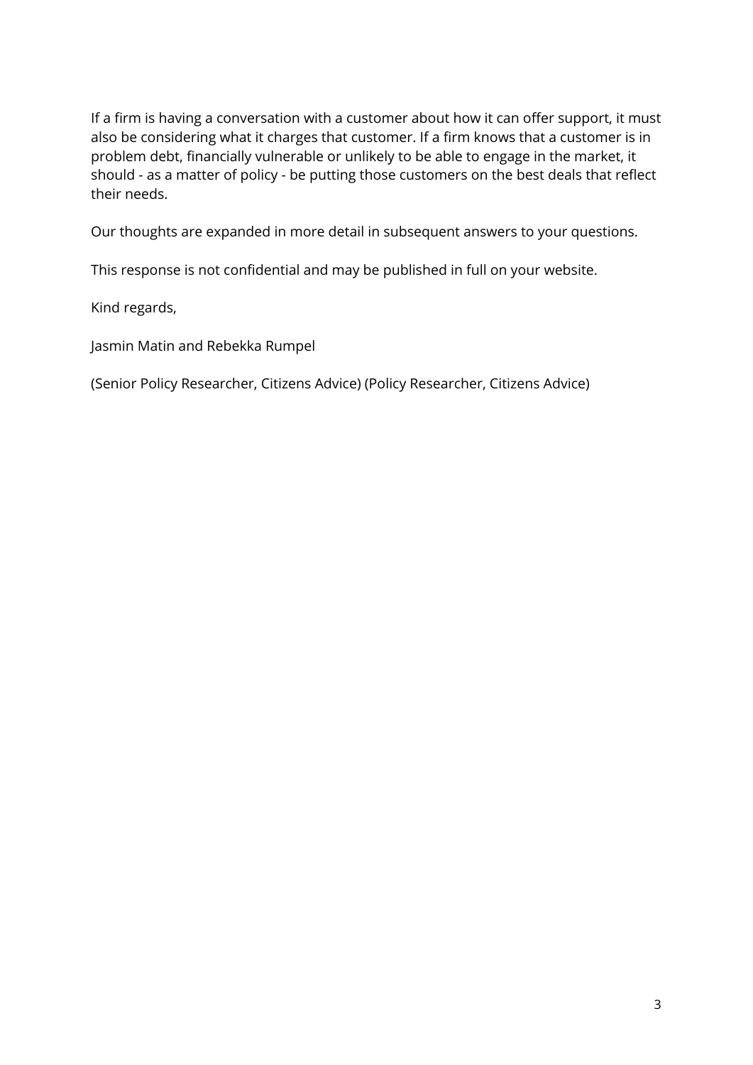If a firm is having a conversation with a customer about how it can offer support, it must also be considering what it charges that customer. If a firm knows that a customer is in problem debt, financially vulnerable or unlikely to be able to engage in the market, it should - as a matter of policy - be putting those customers on the best deals that reflect their needs.

Our thoughts are expanded in more detail in subsequent answers to your questions.

This response is not confidential and may be published in full on your website.

Kind regards,

Jasmin Matin and Rebekka Rumpel

(Senior Policy Researcher, Citizens Advice) (Policy Researcher, Citizens Advice)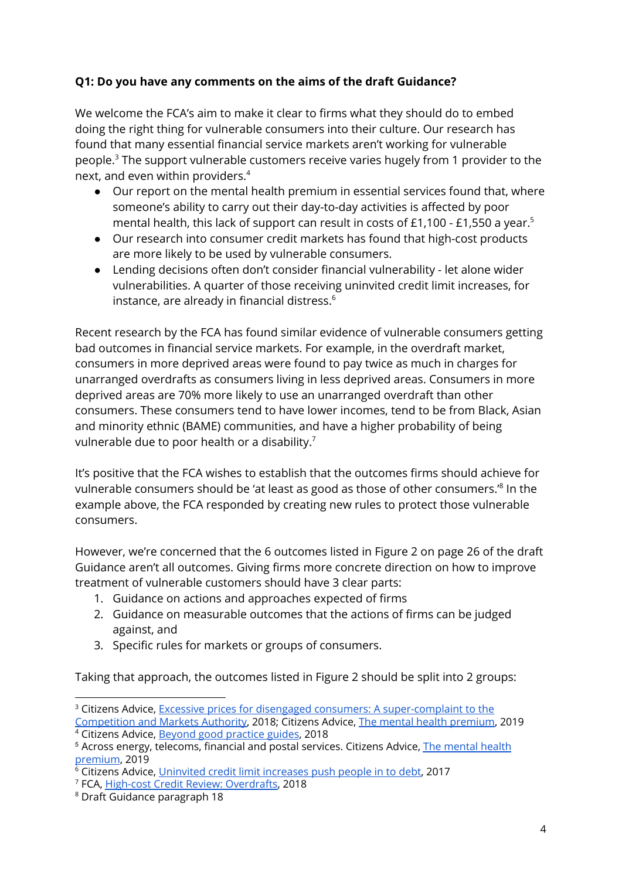**Q1: Do you have any comments on the aims of the draft Guidance?**

We welcome the FCA's aim to make it clear to firms what they should do to embed doing the right thing for vulnerable consumers into their culture. Our research has found that many essential financial service markets aren't working for vulnerable people.[3] The support vulnerable customers receive varies hugely from 1 provider to the next, and even within providers.[4]

- Our report on the mental health premium in essential services found that, where someone's ability to carry out their day-to-day activities is affected by poor mental health, this lack of support can result in costs of £1,100 - £1,550 a year.[5]
- Our research into consumer credit markets has found that high-cost products are more likely to be used by vulnerable consumers.
- Lending decisions often don't consider financial vulnerability - let alone wider vulnerabilities. A quarter of those receiving uninvited credit limit increases, for instance, are already in financial distress.[6]

Recent research by the FCA has found similar evidence of vulnerable consumers getting bad outcomes in financial service markets. For example, in the overdraft market, consumers in more deprived areas were found to pay twice as much in charges for unarranged overdrafts as consumers living in less deprived areas. Consumers in more deprived areas are 70% more likely to use an unarranged overdraft than other consumers. These consumers tend to have lower incomes, tend to be from Black, Asian and minority ethnic (BAME) communities, and have a higher probability of being vulnerable due to poor health or a disability.[7]

It's positive that the FCA wishes to establish that the outcomes firms should achieve for vulnerable consumers should be 'at least as good as those of other consumers.'[8] In the example above, the FCA responded by creating new rules to protect those vulnerable consumers.

However, we're concerned that the 6 outcomes listed in Figure 2 on page 26 of the draft Guidance aren't all outcomes. Giving firms more concrete direction on how to improve treatment of vulnerable customers should have 3 clear parts:

1. Guidance on actions and approaches expected of firms
2. Guidance on measurable outcomes that the actions of firms can be judged against, and
3. Specific rules for markets or groups of consumers.

Taking that approach, the outcomes listed in Figure 2 should be split into 2 groups:

---

[3] Citizens Advice, Excessive prices for disengaged consumers: A super-complaint to the Competition and Markets Authority, 2018; Citizens Advice, The mental health premium, 2019

[4] Citizens Advice, Beyond good practice guides, 2018

[5] Across energy, telecoms, financial and postal services. Citizens Advice, The mental health premium, 2019

[6] Citizens Advice, Uninvited credit limit increases push people in to debt, 2017

[7] FCA, High-cost Credit Review: Overdrafts, 2018

[8] Draft Guidance paragraph 18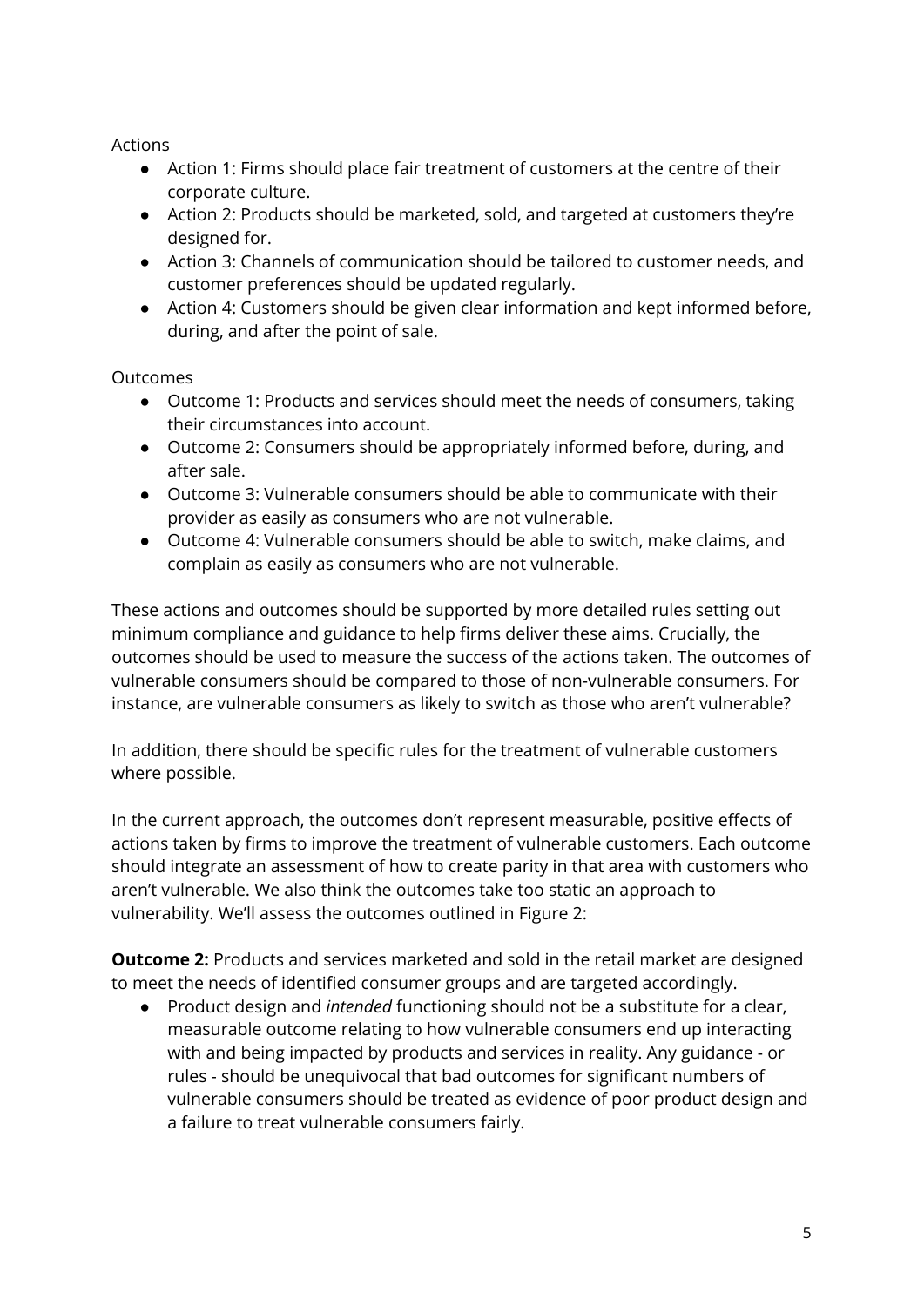Actions

- Action 1: Firms should place fair treatment of customers at the centre of their corporate culture.
- Action 2: Products should be marketed, sold, and targeted at customers they're designed for.
- Action 3: Channels of communication should be tailored to customer needs, and customer preferences should be updated regularly.
- Action 4: Customers should be given clear information and kept informed before, during, and after the point of sale.

Outcomes

- Outcome 1: Products and services should meet the needs of consumers, taking their circumstances into account.
- Outcome 2: Consumers should be appropriately informed before, during, and after sale.
- Outcome 3: Vulnerable consumers should be able to communicate with their provider as easily as consumers who are not vulnerable.
- Outcome 4: Vulnerable consumers should be able to switch, make claims, and complain as easily as consumers who are not vulnerable.

These actions and outcomes should be supported by more detailed rules setting out minimum compliance and guidance to help firms deliver these aims. Crucially, the outcomes should be used to measure the success of the actions taken. The outcomes of vulnerable consumers should be compared to those of non-vulnerable consumers. For instance, are vulnerable consumers as likely to switch as those who aren't vulnerable?

In addition, there should be specific rules for the treatment of vulnerable customers where possible.

In the current approach, the outcomes don't represent measurable, positive effects of actions taken by firms to improve the treatment of vulnerable customers. Each outcome should integrate an assessment of how to create parity in that area with customers who aren't vulnerable. We also think the outcomes take too static an approach to vulnerability. We'll assess the outcomes outlined in Figure 2:

**Outcome 2:** Products and services marketed and sold in the retail market are designed to meet the needs of identified consumer groups and are targeted accordingly.

- Product design and *intended* functioning should not be a substitute for a clear, measurable outcome relating to how vulnerable consumers end up interacting with and being impacted by products and services in reality. Any guidance - or rules - should be unequivocal that bad outcomes for significant numbers of vulnerable consumers should be treated as evidence of poor product design and a failure to treat vulnerable consumers fairly.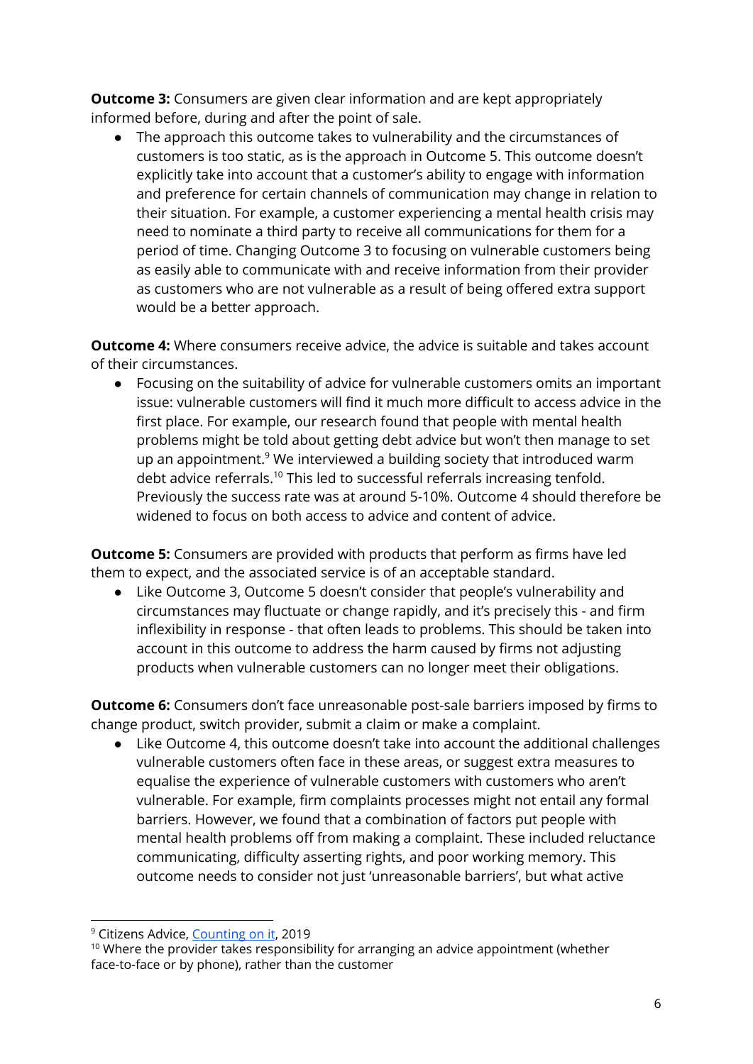**Outcome 3:** Consumers are given clear information and are kept appropriately informed before, during and after the point of sale.

- The approach this outcome takes to vulnerability and the circumstances of customers is too static, as is the approach in Outcome 5. This outcome doesn't explicitly take into account that a customer's ability to engage with information and preference for certain channels of communication may change in relation to their situation. For example, a customer experiencing a mental health crisis may need to nominate a third party to receive all communications for them for a period of time. Changing Outcome 3 to focusing on vulnerable customers being as easily able to communicate with and receive information from their provider as customers who are not vulnerable as a result of being offered extra support would be a better approach.

**Outcome 4:** Where consumers receive advice, the advice is suitable and takes account of their circumstances.

- Focusing on the suitability of advice for vulnerable customers omits an important issue: vulnerable customers will find it much more difficult to access advice in the first place. For example, our research found that people with mental health problems might be told about getting debt advice but won't then manage to set up an appointment.[9] We interviewed a building society that introduced warm debt advice referrals.[10] This led to successful referrals increasing tenfold. Previously the success rate was at around 5-10%. Outcome 4 should therefore be widened to focus on both access to advice and content of advice.

**Outcome 5:** Consumers are provided with products that perform as firms have led them to expect, and the associated service is of an acceptable standard.

- Like Outcome 3, Outcome 5 doesn't consider that people's vulnerability and circumstances may fluctuate or change rapidly, and it's precisely this - and firm inflexibility in response - that often leads to problems. This should be taken into account in this outcome to address the harm caused by firms not adjusting products when vulnerable customers can no longer meet their obligations.

**Outcome 6:** Consumers don't face unreasonable post-sale barriers imposed by firms to change product, switch provider, submit a claim or make a complaint.

- Like Outcome 4, this outcome doesn't take into account the additional challenges vulnerable customers often face in these areas, or suggest extra measures to equalise the experience of vulnerable customers with customers who aren't vulnerable. For example, firm complaints processes might not entail any formal barriers. However, we found that a combination of factors put people with mental health problems off from making a complaint. These included reluctance communicating, difficulty asserting rights, and poor working memory. This outcome needs to consider not just 'unreasonable barriers', but what active

---

[9] Citizens Advice, Counting on it, 2019

[10] Where the provider takes responsibility for arranging an advice appointment (whether face-to-face or by phone), rather than the customer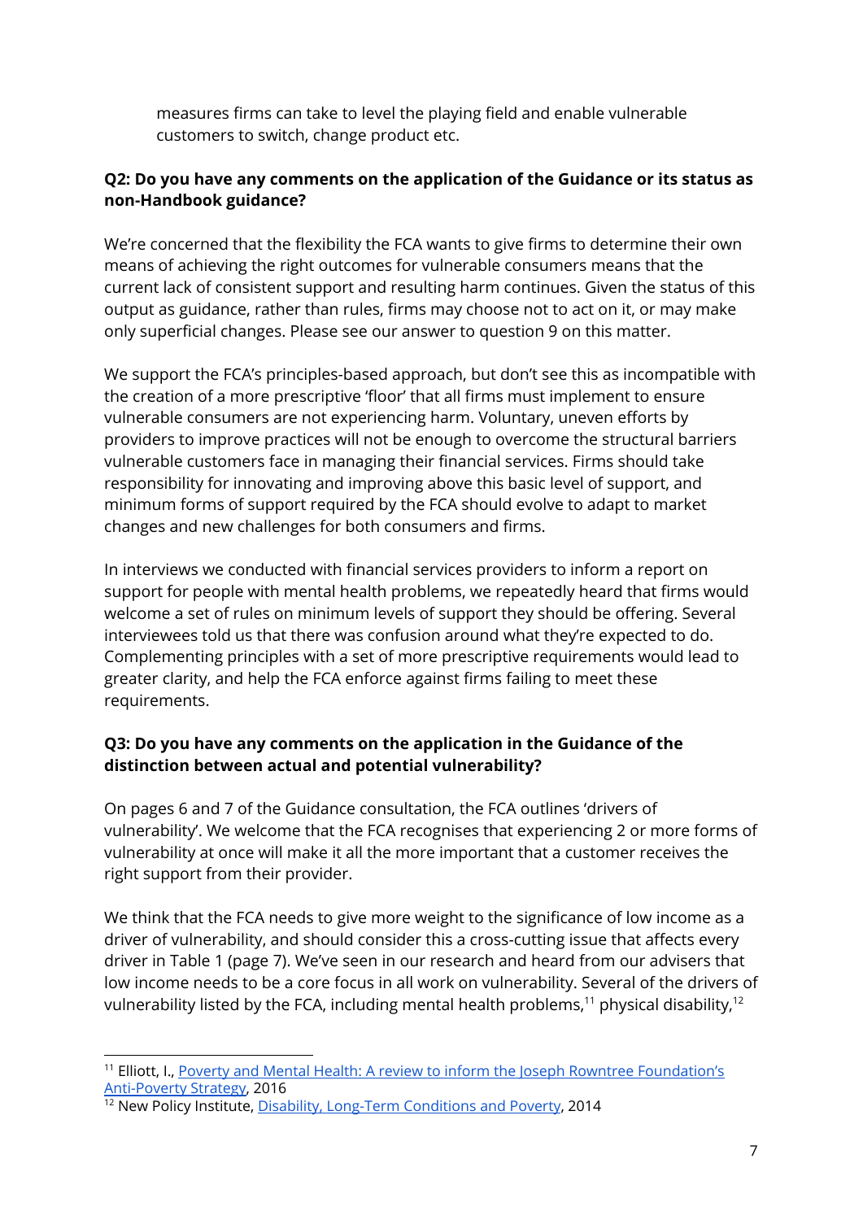measures firms can take to level the playing field and enable vulnerable customers to switch, change product etc.

**Q2: Do you have any comments on the application of the Guidance or its status as non-Handbook guidance?**

We're concerned that the flexibility the FCA wants to give firms to determine their own means of achieving the right outcomes for vulnerable consumers means that the current lack of consistent support and resulting harm continues. Given the status of this output as guidance, rather than rules, firms may choose not to act on it, or may make only superficial changes. Please see our answer to question 9 on this matter.

We support the FCA's principles-based approach, but don't see this as incompatible with the creation of a more prescriptive 'floor' that all firms must implement to ensure vulnerable consumers are not experiencing harm. Voluntary, uneven efforts by providers to improve practices will not be enough to overcome the structural barriers vulnerable customers face in managing their financial services. Firms should take responsibility for innovating and improving above this basic level of support, and minimum forms of support required by the FCA should evolve to adapt to market changes and new challenges for both consumers and firms.

In interviews we conducted with financial services providers to inform a report on support for people with mental health problems, we repeatedly heard that firms would welcome a set of rules on minimum levels of support they should be offering. Several interviewees told us that there was confusion around what they're expected to do. Complementing principles with a set of more prescriptive requirements would lead to greater clarity, and help the FCA enforce against firms failing to meet these requirements.

**Q3: Do you have any comments on the application in the Guidance of the distinction between actual and potential vulnerability?**

On pages 6 and 7 of the Guidance consultation, the FCA outlines 'drivers of vulnerability'. We welcome that the FCA recognises that experiencing 2 or more forms of vulnerability at once will make it all the more important that a customer receives the right support from their provider.

We think that the FCA needs to give more weight to the significance of low income as a driver of vulnerability, and should consider this a cross-cutting issue that affects every driver in Table 1 (page 7). We've seen in our research and heard from our advisers that low income needs to be a core focus in all work on vulnerability. Several of the drivers of vulnerability listed by the FCA, including mental health problems,[11] physical disability,[12]

---

[11] Elliott, I., Poverty and Mental Health: A review to inform the Joseph Rowntree Foundation's Anti-Poverty Strategy, 2016

[12] New Policy Institute, Disability, Long-Term Conditions and Poverty, 2014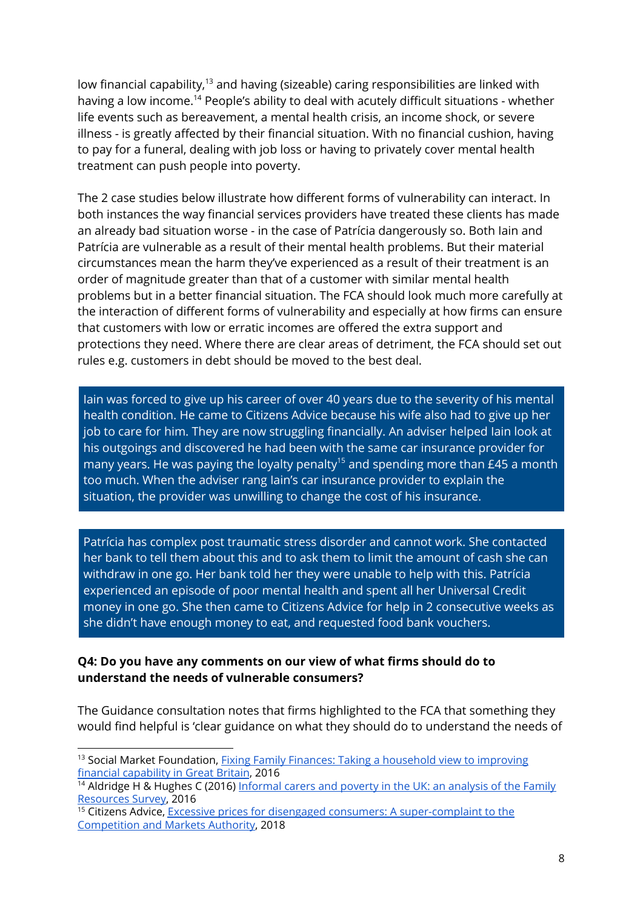low financial capability,[13] and having (sizeable) caring responsibilities are linked with having a low income.[14] People's ability to deal with acutely difficult situations - whether life events such as bereavement, a mental health crisis, an income shock, or severe illness - is greatly affected by their financial situation. With no financial cushion, having to pay for a funeral, dealing with job loss or having to privately cover mental health treatment can push people into poverty.

The 2 case studies below illustrate how different forms of vulnerability can interact. In both instances the way financial services providers have treated these clients has made an already bad situation worse - in the case of Patrícia dangerously so. Both Iain and Patrícia are vulnerable as a result of their mental health problems. But their material circumstances mean the harm they've experienced as a result of their treatment is an order of magnitude greater than that of a customer with similar mental health problems but in a better financial situation. The FCA should look much more carefully at the interaction of different forms of vulnerability and especially at how firms can ensure that customers with low or erratic incomes are offered the extra support and protections they need. Where there are clear areas of detriment, the FCA should set out rules e.g. customers in debt should be moved to the best deal.

> Iain was forced to give up his career of over 40 years due to the severity of his mental health condition. He came to Citizens Advice because his wife also had to give up her job to care for him. They are now struggling financially. An adviser helped Iain look at his outgoings and discovered he had been with the same car insurance provider for many years. He was paying the loyalty penalty[15] and spending more than £45 a month too much. When the adviser rang Iain's car insurance provider to explain the situation, the provider was unwilling to change the cost of his insurance.

> Patrícia has complex post traumatic stress disorder and cannot work. She contacted her bank to tell them about this and to ask them to limit the amount of cash she can withdraw in one go. Her bank told her they were unable to help with this. Patrícia experienced an episode of poor mental health and spent all her Universal Credit money in one go. She then came to Citizens Advice for help in 2 consecutive weeks as she didn't have enough money to eat, and requested food bank vouchers.

**Q4: Do you have any comments on our view of what firms should do to understand the needs of vulnerable consumers?**

The Guidance consultation notes that firms highlighted to the FCA that something they would find helpful is 'clear guidance on what they should do to understand the needs of

---

[13] Social Market Foundation, Fixing Family Finances: Taking a household view to improving financial capability in Great Britain, 2016

[14] Aldridge H & Hughes C (2016) Informal carers and poverty in the UK: an analysis of the Family Resources Survey, 2016

[15] Citizens Advice, Excessive prices for disengaged consumers: A super-complaint to the Competition and Markets Authority, 2018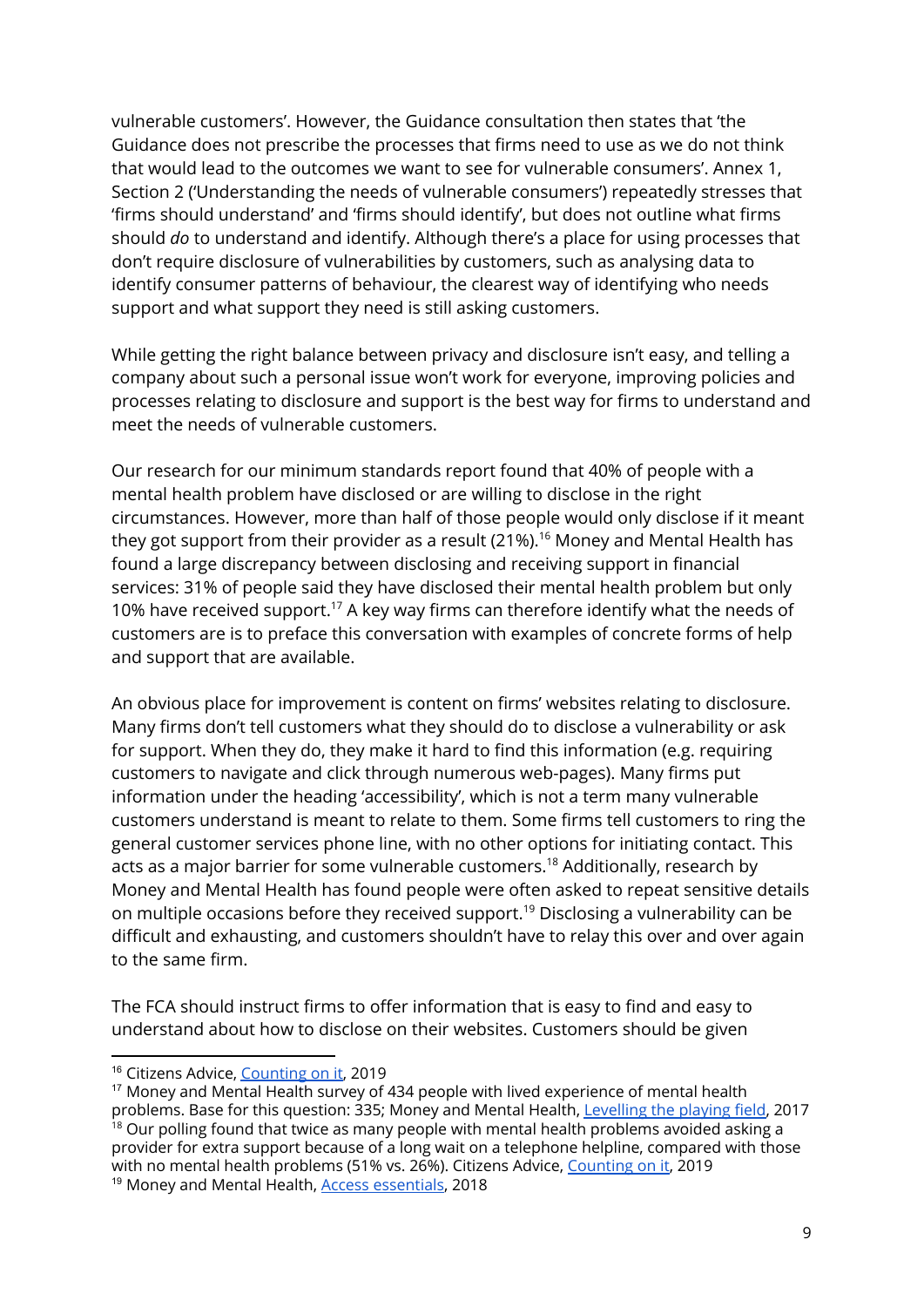vulnerable customers'. However, the Guidance consultation then states that 'the Guidance does not prescribe the processes that firms need to use as we do not think that would lead to the outcomes we want to see for vulnerable consumers'. Annex 1, Section 2 ('Understanding the needs of vulnerable consumers') repeatedly stresses that 'firms should understand' and 'firms should identify', but does not outline what firms should *do* to understand and identify. Although there's a place for using processes that don't require disclosure of vulnerabilities by customers, such as analysing data to identify consumer patterns of behaviour, the clearest way of identifying who needs support and what support they need is still asking customers.

While getting the right balance between privacy and disclosure isn't easy, and telling a company about such a personal issue won't work for everyone, improving policies and processes relating to disclosure and support is the best way for firms to understand and meet the needs of vulnerable customers.

Our research for our minimum standards report found that 40% of people with a mental health problem have disclosed or are willing to disclose in the right circumstances. However, more than half of those people would only disclose if it meant they got support from their provider as a result (21%).[16] Money and Mental Health has found a large discrepancy between disclosing and receiving support in financial services: 31% of people said they have disclosed their mental health problem but only 10% have received support.[17] A key way firms can therefore identify what the needs of customers are is to preface this conversation with examples of concrete forms of help and support that are available.

An obvious place for improvement is content on firms' websites relating to disclosure. Many firms don't tell customers what they should do to disclose a vulnerability or ask for support. When they do, they make it hard to find this information (e.g. requiring customers to navigate and click through numerous web-pages). Many firms put information under the heading 'accessibility', which is not a term many vulnerable customers understand is meant to relate to them. Some firms tell customers to ring the general customer services phone line, with no other options for initiating contact. This acts as a major barrier for some vulnerable customers.[18] Additionally, research by Money and Mental Health has found people were often asked to repeat sensitive details on multiple occasions before they received support.[19] Disclosing a vulnerability can be difficult and exhausting, and customers shouldn't have to relay this over and over again to the same firm.

The FCA should instruct firms to offer information that is easy to find and easy to understand about how to disclose on their websites. Customers should be given

---

[16] Citizens Advice, Counting on it, 2019

[17] Money and Mental Health survey of 434 people with lived experience of mental health problems. Base for this question: 335; Money and Mental Health, Levelling the playing field, 2017

[18] Our polling found that twice as many people with mental health problems avoided asking a provider for extra support because of a long wait on a telephone helpline, compared with those with no mental health problems (51% vs. 26%). Citizens Advice, Counting on it, 2019

[19] Money and Mental Health, Access essentials, 2018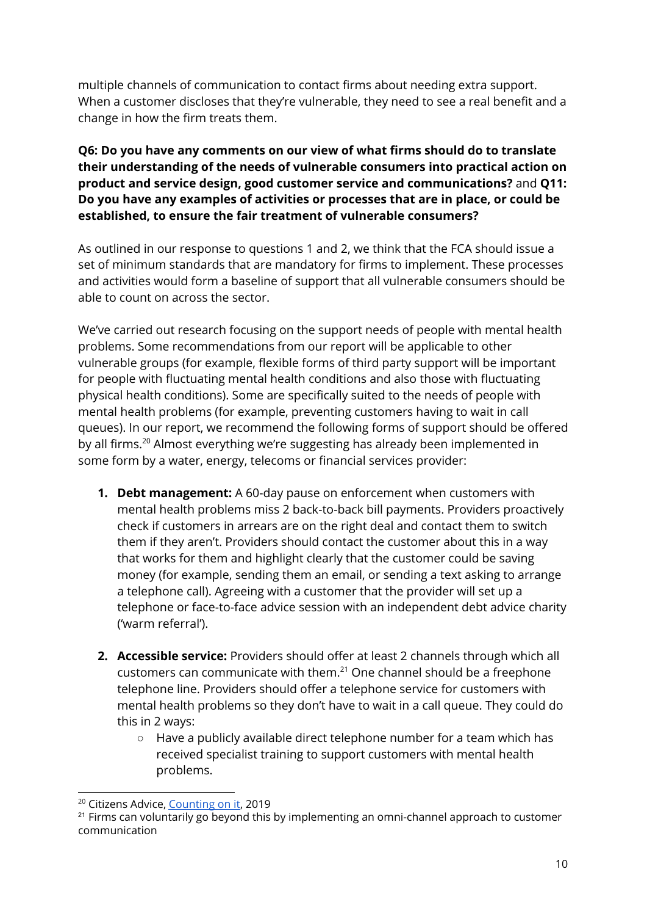multiple channels of communication to contact firms about needing extra support. When a customer discloses that they're vulnerable, they need to see a real benefit and a change in how the firm treats them.

**Q6: Do you have any comments on our view of what firms should do to translate their understanding of the needs of vulnerable consumers into practical action on product and service design, good customer service and communications?** and **Q11: Do you have any examples of activities or processes that are in place, or could be established, to ensure the fair treatment of vulnerable consumers?**

As outlined in our response to questions 1 and 2, we think that the FCA should issue a set of minimum standards that are mandatory for firms to implement. These processes and activities would form a baseline of support that all vulnerable consumers should be able to count on across the sector.

We've carried out research focusing on the support needs of people with mental health problems. Some recommendations from our report will be applicable to other vulnerable groups (for example, flexible forms of third party support will be important for people with fluctuating mental health conditions and also those with fluctuating physical health conditions). Some are specifically suited to the needs of people with mental health problems (for example, preventing customers having to wait in call queues). In our report, we recommend the following forms of support should be offered by all firms.[20] Almost everything we're suggesting has already been implemented in some form by a water, energy, telecoms or financial services provider:

1. **Debt management:** A 60-day pause on enforcement when customers with mental health problems miss 2 back-to-back bill payments. Providers proactively check if customers in arrears are on the right deal and contact them to switch them if they aren't. Providers should contact the customer about this in a way that works for them and highlight clearly that the customer could be saving money (for example, sending them an email, or sending a text asking to arrange a telephone call). Agreeing with a customer that the provider will set up a telephone or face-to-face advice session with an independent debt advice charity ('warm referral').

2. **Accessible service:** Providers should offer at least 2 channels through which all customers can communicate with them.[21] One channel should be a freephone telephone line. Providers should offer a telephone service for customers with mental health problems so they don't have to wait in a call queue. They could do this in 2 ways:
   - Have a publicly available direct telephone number for a team which has received specialist training to support customers with mental health problems.

[20] Citizens Advice, Counting on it, 2019

[21] Firms can voluntarily go beyond this by implementing an omni-channel approach to customer communication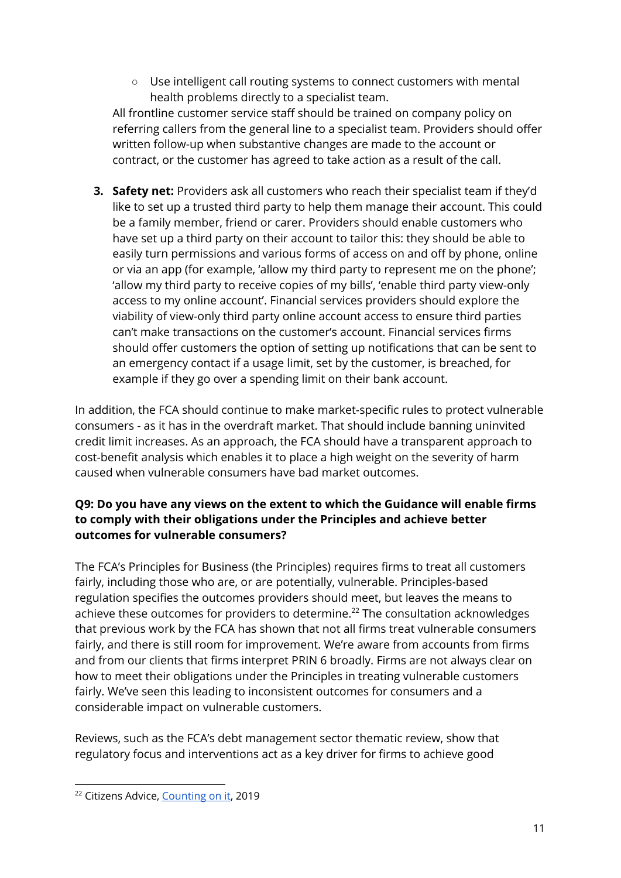- Use intelligent call routing systems to connect customers with mental health problems directly to a specialist team.

   All frontline customer service staff should be trained on company policy on referring callers from the general line to a specialist team. Providers should offer written follow-up when substantive changes are made to the account or contract, or the customer has agreed to take action as a result of the call.

3. **Safety net:** Providers ask all customers who reach their specialist team if they'd like to set up a trusted third party to help them manage their account. This could be a family member, friend or carer. Providers should enable customers who have set up a third party on their account to tailor this: they should be able to easily turn permissions and various forms of access on and off by phone, online or via an app (for example, 'allow my third party to represent me on the phone'; 'allow my third party to receive copies of my bills', 'enable third party view-only access to my online account'. Financial services providers should explore the viability of view-only third party online account access to ensure third parties can't make transactions on the customer's account. Financial services firms should offer customers the option of setting up notifications that can be sent to an emergency contact if a usage limit, set by the customer, is breached, for example if they go over a spending limit on their bank account.

In addition, the FCA should continue to make market-specific rules to protect vulnerable consumers - as it has in the overdraft market. That should include banning uninvited credit limit increases. As an approach, the FCA should have a transparent approach to cost-benefit analysis which enables it to place a high weight on the severity of harm caused when vulnerable consumers have bad market outcomes.

**Q9: Do you have any views on the extent to which the Guidance will enable firms to comply with their obligations under the Principles and achieve better outcomes for vulnerable consumers?**

The FCA's Principles for Business (the Principles) requires firms to treat all customers fairly, including those who are, or are potentially, vulnerable. Principles-based regulation specifies the outcomes providers should meet, but leaves the means to achieve these outcomes for providers to determine.[22] The consultation acknowledges that previous work by the FCA has shown that not all firms treat vulnerable consumers fairly, and there is still room for improvement. We're aware from accounts from firms and from our clients that firms interpret PRIN 6 broadly. Firms are not always clear on how to meet their obligations under the Principles in treating vulnerable customers fairly. We've seen this leading to inconsistent outcomes for consumers and a considerable impact on vulnerable customers.

Reviews, such as the FCA's debt management sector thematic review, show that regulatory focus and interventions act as a key driver for firms to achieve good

---

[22] Citizens Advice, Counting on it, 2019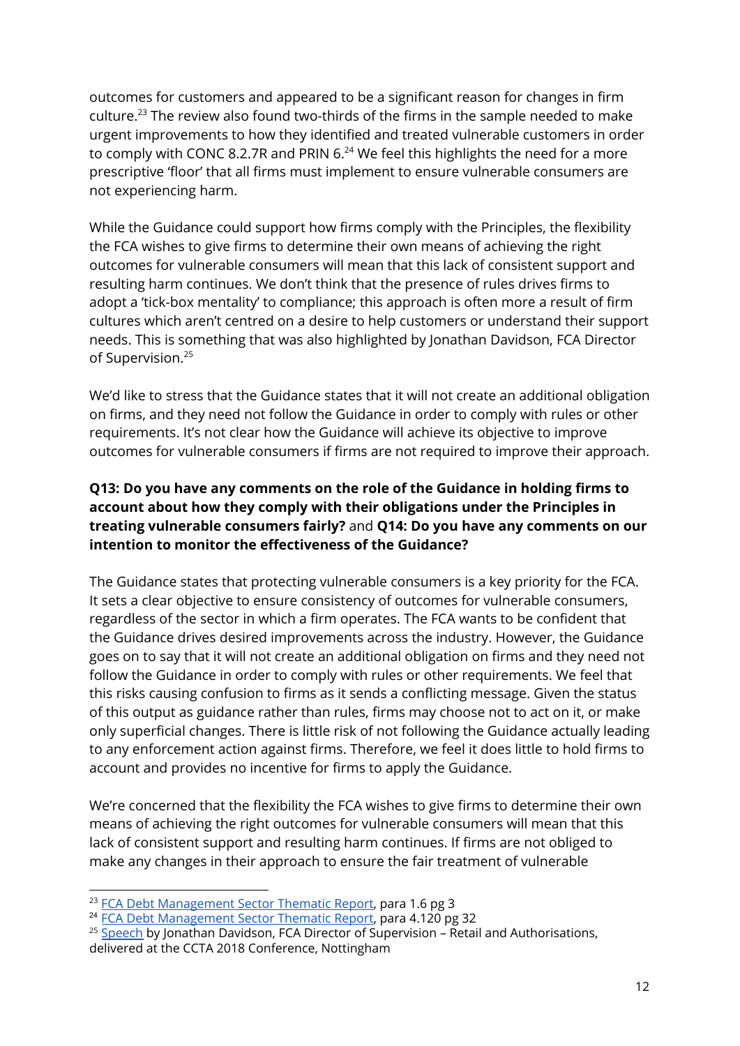outcomes for customers and appeared to be a significant reason for changes in firm culture.[23] The review also found two-thirds of the firms in the sample needed to make urgent improvements to how they identified and treated vulnerable customers in order to comply with CONC 8.2.7R and PRIN 6.[24] We feel this highlights the need for a more prescriptive 'floor' that all firms must implement to ensure vulnerable consumers are not experiencing harm.

While the Guidance could support how firms comply with the Principles, the flexibility the FCA wishes to give firms to determine their own means of achieving the right outcomes for vulnerable consumers will mean that this lack of consistent support and resulting harm continues. We don't think that the presence of rules drives firms to adopt a 'tick-box mentality' to compliance; this approach is often more a result of firm cultures which aren't centred on a desire to help customers or understand their support needs. This is something that was also highlighted by Jonathan Davidson, FCA Director of Supervision.[25]

We'd like to stress that the Guidance states that it will not create an additional obligation on firms, and they need not follow the Guidance in order to comply with rules or other requirements. It's not clear how the Guidance will achieve its objective to improve outcomes for vulnerable consumers if firms are not required to improve their approach.

**Q13: Do you have any comments on the role of the Guidance in holding firms to account about how they comply with their obligations under the Principles in treating vulnerable consumers fairly?** and **Q14: Do you have any comments on our intention to monitor the effectiveness of the Guidance?**

The Guidance states that protecting vulnerable consumers is a key priority for the FCA. It sets a clear objective to ensure consistency of outcomes for vulnerable consumers, regardless of the sector in which a firm operates. The FCA wants to be confident that the Guidance drives desired improvements across the industry. However, the Guidance goes on to say that it will not create an additional obligation on firms and they need not follow the Guidance in order to comply with rules or other requirements. We feel that this risks causing confusion to firms as it sends a conflicting message. Given the status of this output as guidance rather than rules, firms may choose not to act on it, or make only superficial changes. There is little risk of not following the Guidance actually leading to any enforcement action against firms. Therefore, we feel it does little to hold firms to account and provides no incentive for firms to apply the Guidance.

We're concerned that the flexibility the FCA wishes to give firms to determine their own means of achieving the right outcomes for vulnerable consumers will mean that this lack of consistent support and resulting harm continues. If firms are not obliged to make any changes in their approach to ensure the fair treatment of vulnerable

---

[23] FCA Debt Management Sector Thematic Report, para 1.6 pg 3
[24] FCA Debt Management Sector Thematic Report, para 4.120 pg 32
[25] Speech by Jonathan Davidson, FCA Director of Supervision – Retail and Authorisations, delivered at the CCTA 2018 Conference, Nottingham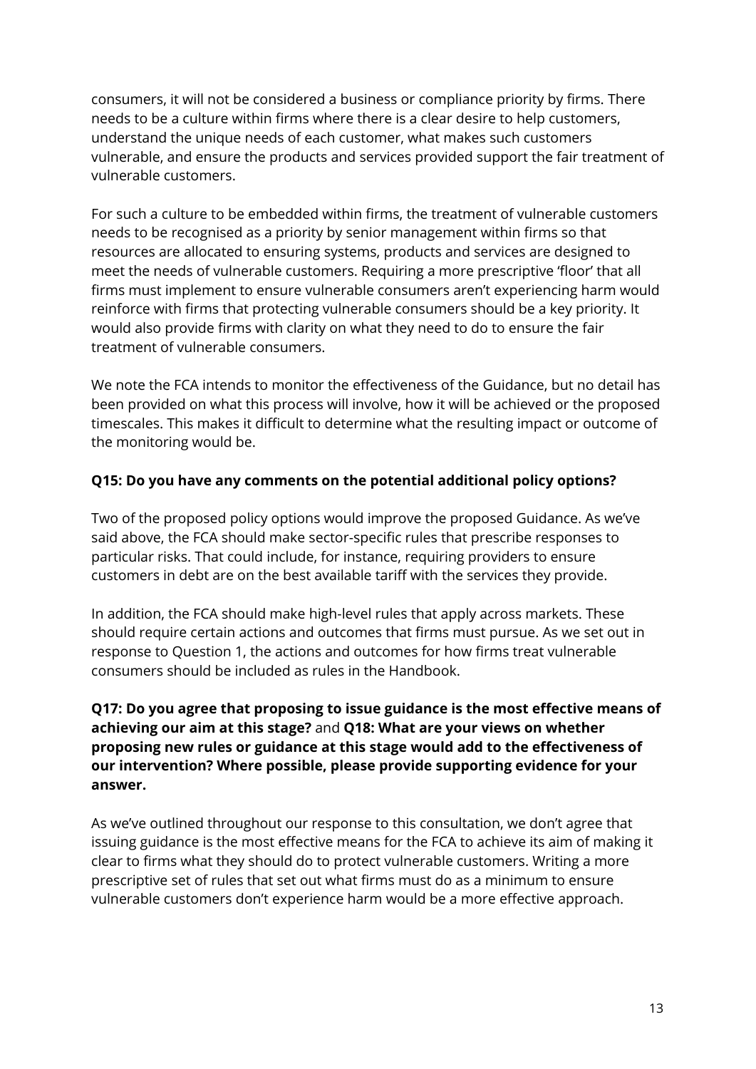consumers, it will not be considered a business or compliance priority by firms. There needs to be a culture within firms where there is a clear desire to help customers, understand the unique needs of each customer, what makes such customers vulnerable, and ensure the products and services provided support the fair treatment of vulnerable customers.

For such a culture to be embedded within firms, the treatment of vulnerable customers needs to be recognised as a priority by senior management within firms so that resources are allocated to ensuring systems, products and services are designed to meet the needs of vulnerable customers. Requiring a more prescriptive 'floor' that all firms must implement to ensure vulnerable consumers aren't experiencing harm would reinforce with firms that protecting vulnerable consumers should be a key priority. It would also provide firms with clarity on what they need to do to ensure the fair treatment of vulnerable consumers.

We note the FCA intends to monitor the effectiveness of the Guidance, but no detail has been provided on what this process will involve, how it will be achieved or the proposed timescales. This makes it difficult to determine what the resulting impact or outcome of the monitoring would be.

**Q15: Do you have any comments on the potential additional policy options?**

Two of the proposed policy options would improve the proposed Guidance. As we've said above, the FCA should make sector-specific rules that prescribe responses to particular risks. That could include, for instance, requiring providers to ensure customers in debt are on the best available tariff with the services they provide.

In addition, the FCA should make high-level rules that apply across markets. These should require certain actions and outcomes that firms must pursue. As we set out in response to Question 1, the actions and outcomes for how firms treat vulnerable consumers should be included as rules in the Handbook.

**Q17: Do you agree that proposing to issue guidance is the most effective means of achieving our aim at this stage?** and **Q18: What are your views on whether proposing new rules or guidance at this stage would add to the effectiveness of our intervention? Where possible, please provide supporting evidence for your answer.**

As we've outlined throughout our response to this consultation, we don't agree that issuing guidance is the most effective means for the FCA to achieve its aim of making it clear to firms what they should do to protect vulnerable customers. Writing a more prescriptive set of rules that set out what firms must do as a minimum to ensure vulnerable customers don't experience harm would be a more effective approach.